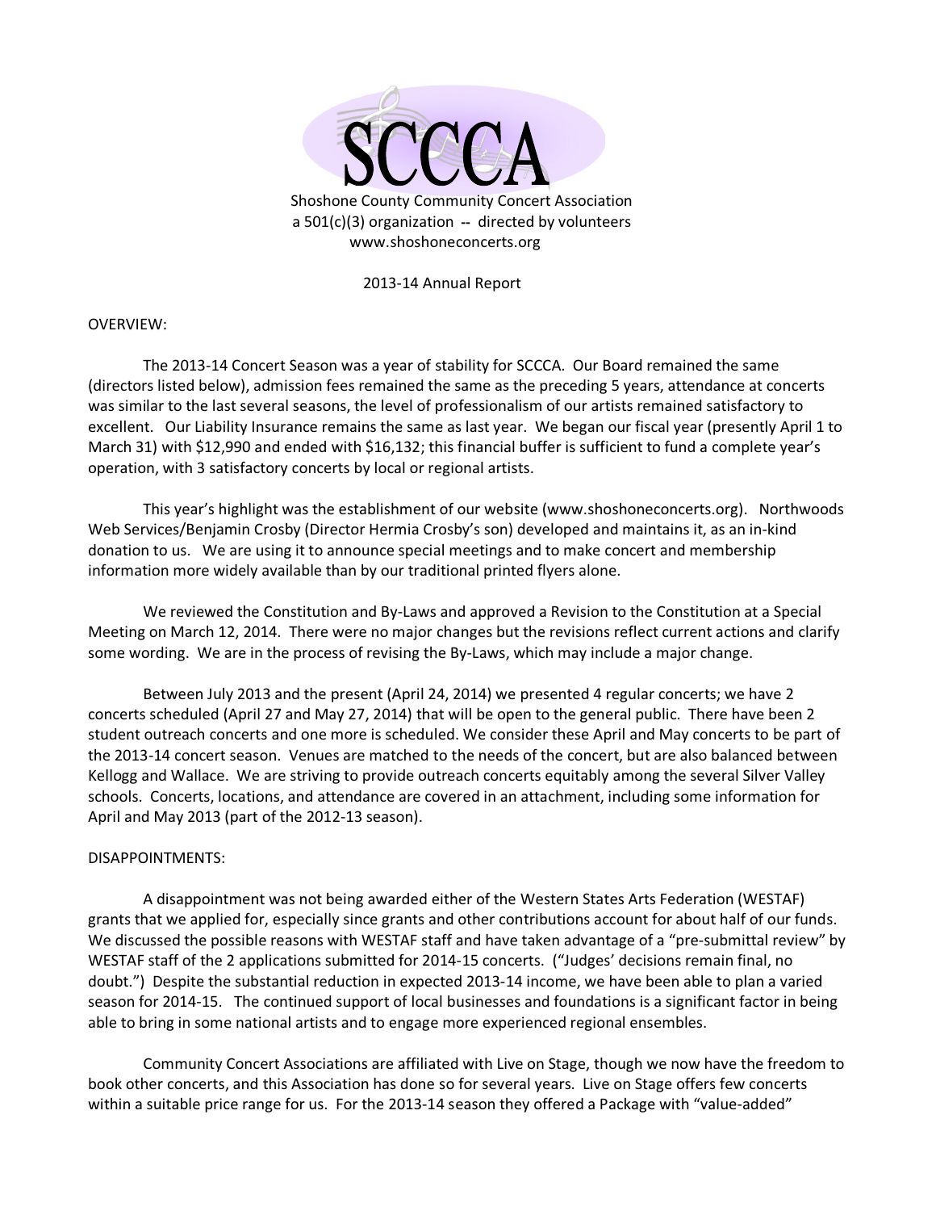# SCCCA

Shoshone County Community Concert Association
a 501(c)(3) organization -- directed by volunteers
www.shoshoneconcerts.org

2013-14 Annual Report

OVERVIEW:

The 2013-14 Concert Season was a year of stability for SCCCA. Our Board remained the same (directors listed below), admission fees remained the same as the preceding 5 years, attendance at concerts was similar to the last several seasons, the level of professionalism of our artists remained satisfactory to excellent. Our Liability Insurance remains the same as last year. We began our fiscal year (presently April 1 to March 31) with $12,990 and ended with $16,132; this financial buffer is sufficient to fund a complete year's operation, with 3 satisfactory concerts by local or regional artists.

This year's highlight was the establishment of our website (www.shoshoneconcerts.org). Northwoods Web Services/Benjamin Crosby (Director Hermia Crosby's son) developed and maintains it, as an in-kind donation to us. We are using it to announce special meetings and to make concert and membership information more widely available than by our traditional printed flyers alone.

We reviewed the Constitution and By-Laws and approved a Revision to the Constitution at a Special Meeting on March 12, 2014. There were no major changes but the revisions reflect current actions and clarify some wording. We are in the process of revising the By-Laws, which may include a major change.

Between July 2013 and the present (April 24, 2014) we presented 4 regular concerts; we have 2 concerts scheduled (April 27 and May 27, 2014) that will be open to the general public. There have been 2 student outreach concerts and one more is scheduled. We consider these April and May concerts to be part of the 2013-14 concert season. Venues are matched to the needs of the concert, but are also balanced between Kellogg and Wallace. We are striving to provide outreach concerts equitably among the several Silver Valley schools. Concerts, locations, and attendance are covered in an attachment, including some information for April and May 2013 (part of the 2012-13 season).

DISAPPOINTMENTS:

A disappointment was not being awarded either of the Western States Arts Federation (WESTAF) grants that we applied for, especially since grants and other contributions account for about half of our funds. We discussed the possible reasons with WESTAF staff and have taken advantage of a "pre-submittal review" by WESTAF staff of the 2 applications submitted for 2014-15 concerts. ("Judges' decisions remain final, no doubt.") Despite the substantial reduction in expected 2013-14 income, we have been able to plan a varied season for 2014-15. The continued support of local businesses and foundations is a significant factor in being able to bring in some national artists and to engage more experienced regional ensembles.

Community Concert Associations are affiliated with Live on Stage, though we now have the freedom to book other concerts, and this Association has done so for several years. Live on Stage offers few concerts within a suitable price range for us. For the 2013-14 season they offered a Package with "value-added"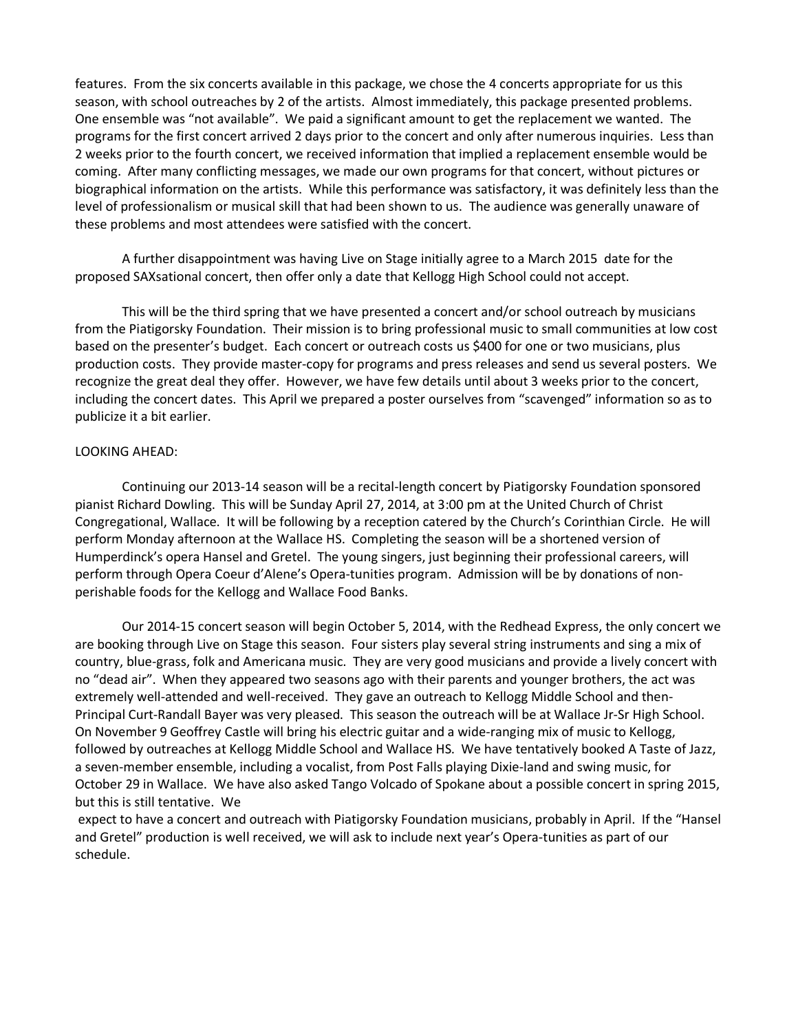features. From the six concerts available in this package, we chose the 4 concerts appropriate for us this season, with school outreaches by 2 of the artists. Almost immediately, this package presented problems. One ensemble was "not available". We paid a significant amount to get the replacement we wanted. The programs for the first concert arrived 2 days prior to the concert and only after numerous inquiries. Less than 2 weeks prior to the fourth concert, we received information that implied a replacement ensemble would be coming. After many conflicting messages, we made our own programs for that concert, without pictures or biographical information on the artists. While this performance was satisfactory, it was definitely less than the level of professionalism or musical skill that had been shown to us. The audience was generally unaware of these problems and most attendees were satisfied with the concert.

A further disappointment was having Live on Stage initially agree to a March 2015 date for the proposed SAXsational concert, then offer only a date that Kellogg High School could not accept.

This will be the third spring that we have presented a concert and/or school outreach by musicians from the Piatigorsky Foundation. Their mission is to bring professional music to small communities at low cost based on the presenter's budget. Each concert or outreach costs us $400 for one or two musicians, plus production costs. They provide master-copy for programs and press releases and send us several posters. We recognize the great deal they offer. However, we have few details until about 3 weeks prior to the concert, including the concert dates. This April we prepared a poster ourselves from "scavenged" information so as to publicize it a bit earlier.

LOOKING AHEAD:

Continuing our 2013-14 season will be a recital-length concert by Piatigorsky Foundation sponsored pianist Richard Dowling. This will be Sunday April 27, 2014, at 3:00 pm at the United Church of Christ Congregational, Wallace. It will be following by a reception catered by the Church's Corinthian Circle. He will perform Monday afternoon at the Wallace HS. Completing the season will be a shortened version of Humperdinck's opera Hansel and Gretel. The young singers, just beginning their professional careers, will perform through Opera Coeur d'Alene's Opera-tunities program. Admission will be by donations of non-perishable foods for the Kellogg and Wallace Food Banks.

Our 2014-15 concert season will begin October 5, 2014, with the Redhead Express, the only concert we are booking through Live on Stage this season. Four sisters play several string instruments and sing a mix of country, blue-grass, folk and Americana music. They are very good musicians and provide a lively concert with no "dead air". When they appeared two seasons ago with their parents and younger brothers, the act was extremely well-attended and well-received. They gave an outreach to Kellogg Middle School and then-Principal Curt-Randall Bayer was very pleased. This season the outreach will be at Wallace Jr-Sr High School. On November 9 Geoffrey Castle will bring his electric guitar and a wide-ranging mix of music to Kellogg, followed by outreaches at Kellogg Middle School and Wallace HS. We have tentatively booked A Taste of Jazz, a seven-member ensemble, including a vocalist, from Post Falls playing Dixie-land and swing music, for October 29 in Wallace. We have also asked Tango Volcado of Spokane about a possible concert in spring 2015, but this is still tentative. We expect to have a concert and outreach with Piatigorsky Foundation musicians, probably in April. If the "Hansel and Gretel" production is well received, we will ask to include next year's Opera-tunities as part of our schedule.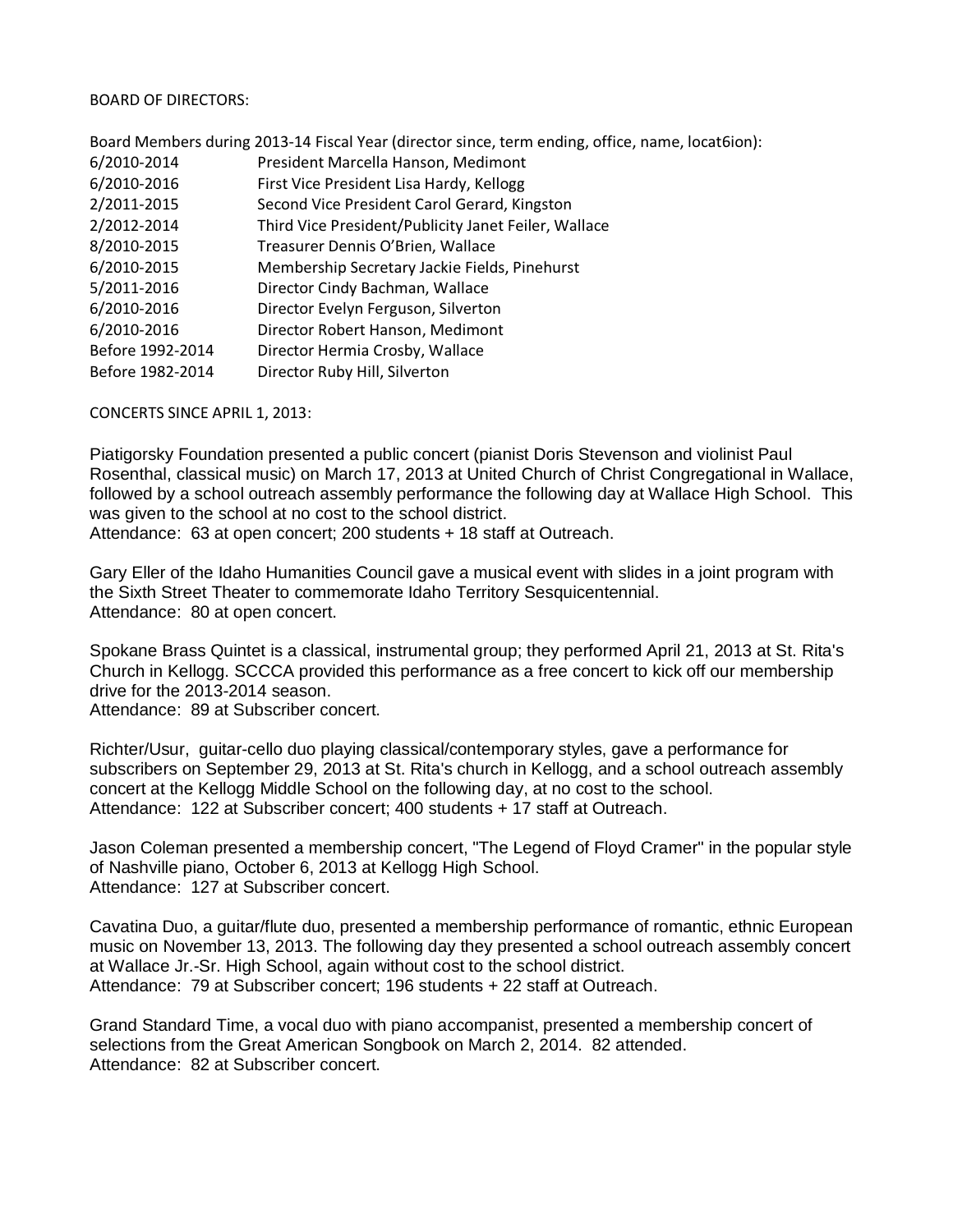BOARD OF DIRECTORS:

Board Members during 2013-14 Fiscal Year (director since, term ending, office, name, locat6ion):

| | |
|---|---|
| 6/2010-2014 | President Marcella Hanson, Medimont |
| 6/2010-2016 | First Vice President Lisa Hardy, Kellogg |
| 2/2011-2015 | Second Vice President Carol Gerard, Kingston |
| 2/2012-2014 | Third Vice President/Publicity Janet Feiler, Wallace |
| 8/2010-2015 | Treasurer Dennis O'Brien, Wallace |
| 6/2010-2015 | Membership Secretary Jackie Fields, Pinehurst |
| 5/2011-2016 | Director Cindy Bachman, Wallace |
| 6/2010-2016 | Director Evelyn Ferguson, Silverton |
| 6/2010-2016 | Director Robert Hanson, Medimont |
| Before 1992-2014 | Director Hermia Crosby, Wallace |
| Before 1982-2014 | Director Ruby Hill, Silverton |

CONCERTS SINCE APRIL 1, 2013:

Piatigorsky Foundation presented a public concert (pianist Doris Stevenson and violinist Paul Rosenthal, classical music) on March 17, 2013 at United Church of Christ Congregational in Wallace, followed by a school outreach assembly performance the following day at Wallace High School. This was given to the school at no cost to the school district.
Attendance: 63 at open concert; 200 students + 18 staff at Outreach.

Gary Eller of the Idaho Humanities Council gave a musical event with slides in a joint program with the Sixth Street Theater to commemorate Idaho Territory Sesquicentennial.
Attendance: 80 at open concert.

Spokane Brass Quintet is a classical, instrumental group; they performed April 21, 2013 at St. Rita's Church in Kellogg. SCCCA provided this performance as a free concert to kick off our membership drive for the 2013-2014 season.
Attendance: 89 at Subscriber concert.

Richter/Usur, guitar-cello duo playing classical/contemporary styles, gave a performance for subscribers on September 29, 2013 at St. Rita's church in Kellogg, and a school outreach assembly concert at the Kellogg Middle School on the following day, at no cost to the school.
Attendance: 122 at Subscriber concert; 400 students + 17 staff at Outreach.

Jason Coleman presented a membership concert, "The Legend of Floyd Cramer" in the popular style of Nashville piano, October 6, 2013 at Kellogg High School.
Attendance: 127 at Subscriber concert.

Cavatina Duo, a guitar/flute duo, presented a membership performance of romantic, ethnic European music on November 13, 2013. The following day they presented a school outreach assembly concert at Wallace Jr.-Sr. High School, again without cost to the school district.
Attendance: 79 at Subscriber concert; 196 students + 22 staff at Outreach.

Grand Standard Time, a vocal duo with piano accompanist, presented a membership concert of selections from the Great American Songbook on March 2, 2014. 82 attended.
Attendance: 82 at Subscriber concert.